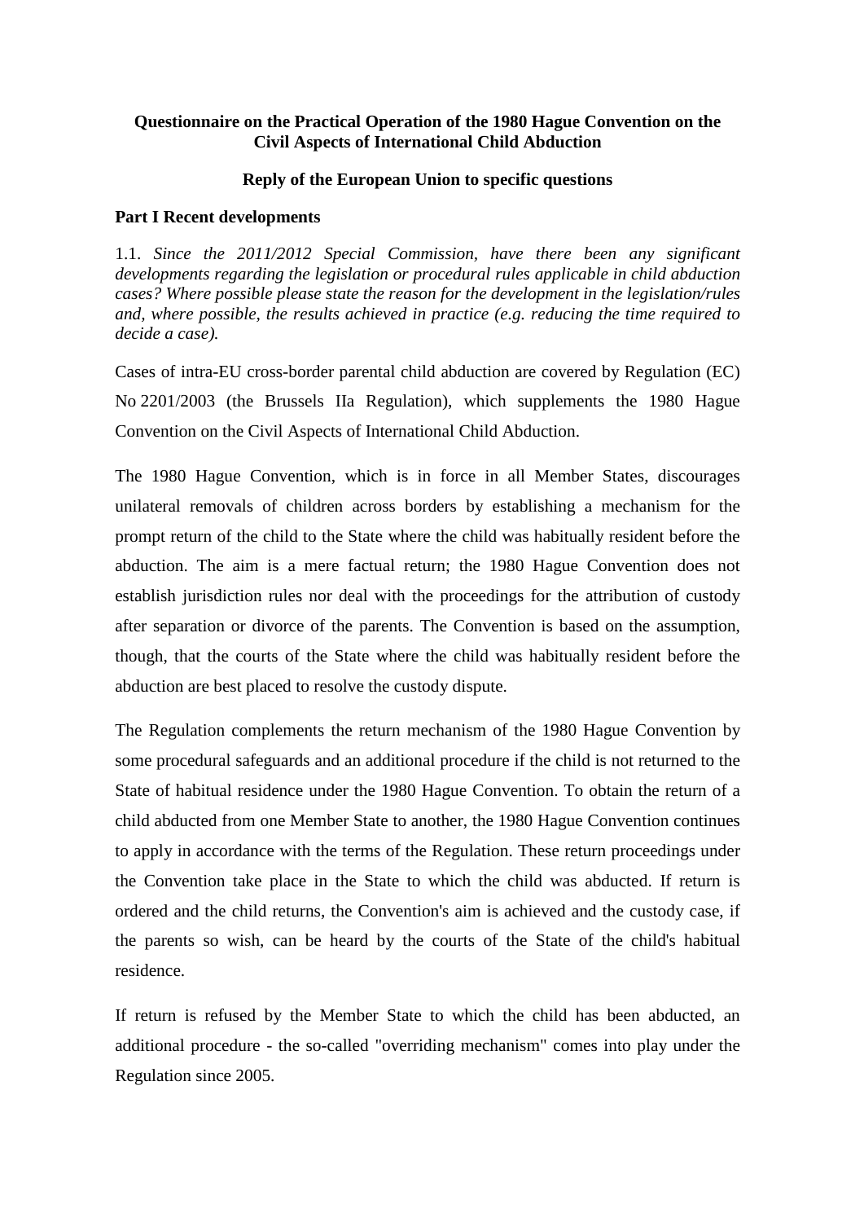**Questionnaire on the Practical Operation of the 1980 Hague Convention on the Civil Aspects of International Child Abduction**

**Reply of the European Union to specific questions**

**Part I Recent developments**

1.1. *Since the 2011/2012 Special Commission, have there been any significant developments regarding the legislation or procedural rules applicable in child abduction cases? Where possible please state the reason for the development in the legislation/rules and, where possible, the results achieved in practice (e.g. reducing the time required to decide a case).*

Cases of intra-EU cross-border parental child abduction are covered by Regulation (EC) No 2201/2003 (the Brussels IIa Regulation), which supplements the 1980 Hague Convention on the Civil Aspects of International Child Abduction.

The 1980 Hague Convention, which is in force in all Member States, discourages unilateral removals of children across borders by establishing a mechanism for the prompt return of the child to the State where the child was habitually resident before the abduction. The aim is a mere factual return; the 1980 Hague Convention does not establish jurisdiction rules nor deal with the proceedings for the attribution of custody after separation or divorce of the parents. The Convention is based on the assumption, though, that the courts of the State where the child was habitually resident before the abduction are best placed to resolve the custody dispute.

The Regulation complements the return mechanism of the 1980 Hague Convention by some procedural safeguards and an additional procedure if the child is not returned to the State of habitual residence under the 1980 Hague Convention. To obtain the return of a child abducted from one Member State to another, the 1980 Hague Convention continues to apply in accordance with the terms of the Regulation. These return proceedings under the Convention take place in the State to which the child was abducted. If return is ordered and the child returns, the Convention's aim is achieved and the custody case, if the parents so wish, can be heard by the courts of the State of the child's habitual residence.

If return is refused by the Member State to which the child has been abducted, an additional procedure - the so-called "overriding mechanism" comes into play under the Regulation since 2005.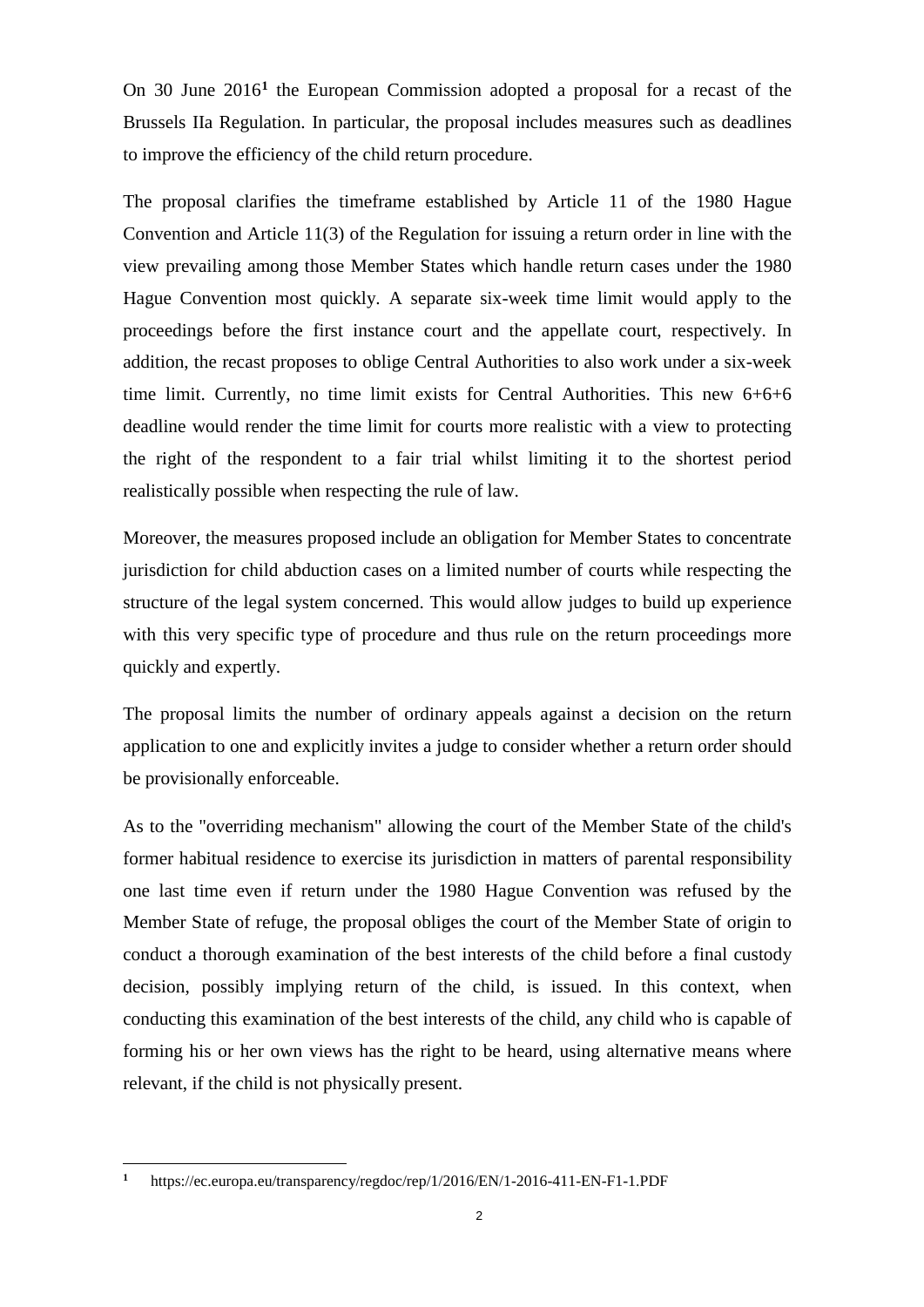On 30 June 2016[1] the European Commission adopted a proposal for a recast of the Brussels IIa Regulation. In particular, the proposal includes measures such as deadlines to improve the efficiency of the child return procedure.

The proposal clarifies the timeframe established by Article 11 of the 1980 Hague Convention and Article 11(3) of the Regulation for issuing a return order in line with the view prevailing among those Member States which handle return cases under the 1980 Hague Convention most quickly. A separate six-week time limit would apply to the proceedings before the first instance court and the appellate court, respectively. In addition, the recast proposes to oblige Central Authorities to also work under a six-week time limit. Currently, no time limit exists for Central Authorities. This new 6+6+6 deadline would render the time limit for courts more realistic with a view to protecting the right of the respondent to a fair trial whilst limiting it to the shortest period realistically possible when respecting the rule of law.

Moreover, the measures proposed include an obligation for Member States to concentrate jurisdiction for child abduction cases on a limited number of courts while respecting the structure of the legal system concerned. This would allow judges to build up experience with this very specific type of procedure and thus rule on the return proceedings more quickly and expertly.

The proposal limits the number of ordinary appeals against a decision on the return application to one and explicitly invites a judge to consider whether a return order should be provisionally enforceable.

As to the "overriding mechanism" allowing the court of the Member State of the child's former habitual residence to exercise its jurisdiction in matters of parental responsibility one last time even if return under the 1980 Hague Convention was refused by the Member State of refuge, the proposal obliges the court of the Member State of origin to conduct a thorough examination of the best interests of the child before a final custody decision, possibly implying return of the child, is issued. In this context, when conducting this examination of the best interests of the child, any child who is capable of forming his or her own views has the right to be heard, using alternative means where relevant, if the child is not physically present.

---

[1] https://ec.europa.eu/transparency/regdoc/rep/1/2016/EN/1-2016-411-EN-F1-1.PDF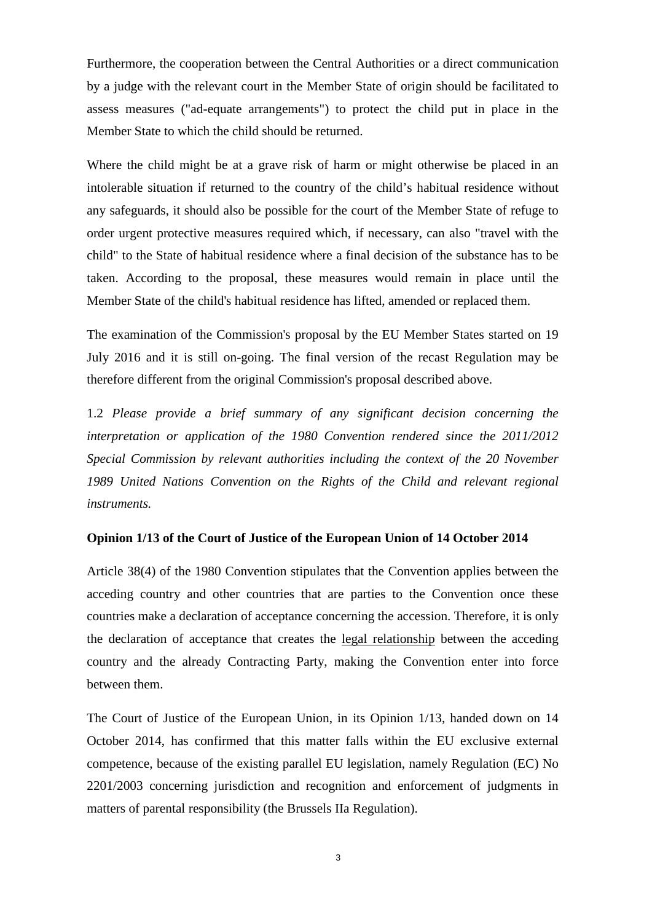Furthermore, the cooperation between the Central Authorities or a direct communication by a judge with the relevant court in the Member State of origin should be facilitated to assess measures ("ad-equate arrangements") to protect the child put in place in the Member State to which the child should be returned.

Where the child might be at a grave risk of harm or might otherwise be placed in an intolerable situation if returned to the country of the child's habitual residence without any safeguards, it should also be possible for the court of the Member State of refuge to order urgent protective measures required which, if necessary, can also "travel with the child" to the State of habitual residence where a final decision of the substance has to be taken. According to the proposal, these measures would remain in place until the Member State of the child's habitual residence has lifted, amended or replaced them.

The examination of the Commission's proposal by the EU Member States started on 19 July 2016 and it is still on-going. The final version of the recast Regulation may be therefore different from the original Commission's proposal described above.

1.2 *Please provide a brief summary of any significant decision concerning the interpretation or application of the 1980 Convention rendered since the 2011/2012 Special Commission by relevant authorities including the context of the 20 November 1989 United Nations Convention on the Rights of the Child and relevant regional instruments.*

**Opinion 1/13 of the Court of Justice of the European Union of 14 October 2014**

Article 38(4) of the 1980 Convention stipulates that the Convention applies between the acceding country and other countries that are parties to the Convention once these countries make a declaration of acceptance concerning the accession. Therefore, it is only the declaration of acceptance that creates the legal relationship between the acceding country and the already Contracting Party, making the Convention enter into force between them.

The Court of Justice of the European Union, in its Opinion 1/13, handed down on 14 October 2014, has confirmed that this matter falls within the EU exclusive external competence, because of the existing parallel EU legislation, namely Regulation (EC) No 2201/2003 concerning jurisdiction and recognition and enforcement of judgments in matters of parental responsibility (the Brussels IIa Regulation).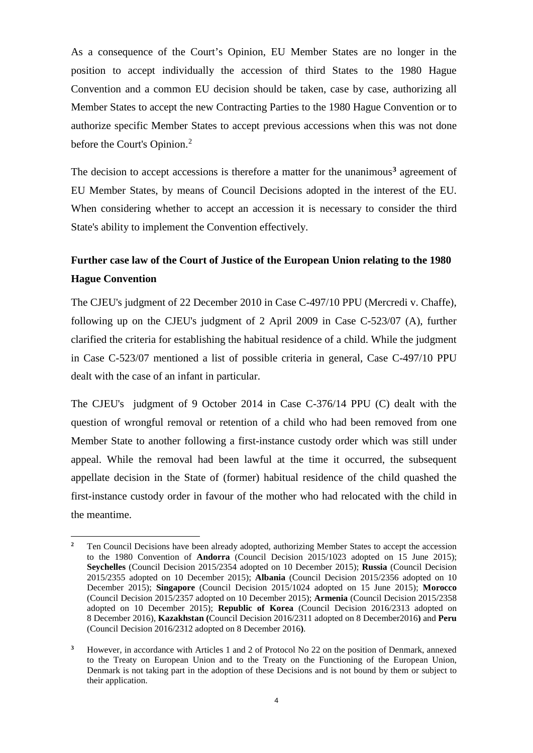As a consequence of the Court's Opinion, EU Member States are no longer in the position to accept individually the accession of third States to the 1980 Hague Convention and a common EU decision should be taken, case by case, authorizing all Member States to accept the new Contracting Parties to the 1980 Hague Convention or to authorize specific Member States to accept previous accessions when this was not done before the Court's Opinion.[2]

The decision to accept accessions is therefore a matter for the unanimous[3] agreement of EU Member States, by means of Council Decisions adopted in the interest of the EU. When considering whether to accept an accession it is necessary to consider the third State's ability to implement the Convention effectively.

## Further case law of the Court of Justice of the European Union relating to the 1980 Hague Convention

The CJEU's judgment of 22 December 2010 in Case C-497/10 PPU (Mercredi v. Chaffe), following up on the CJEU's judgment of 2 April 2009 in Case C-523/07 (A), further clarified the criteria for establishing the habitual residence of a child. While the judgment in Case C-523/07 mentioned a list of possible criteria in general, Case C-497/10 PPU dealt with the case of an infant in particular.

The CJEU's judgment of 9 October 2014 in Case C-376/14 PPU (C) dealt with the question of wrongful removal or retention of a child who had been removed from one Member State to another following a first-instance custody order which was still under appeal. While the removal had been lawful at the time it occurred, the subsequent appellate decision in the State of (former) habitual residence of the child quashed the first-instance custody order in favour of the mother who had relocated with the child in the meantime.

---

[2] Ten Council Decisions have been already adopted, authorizing Member States to accept the accession to the 1980 Convention of **Andorra** (Council Decision 2015/1023 adopted on 15 June 2015); **Seychelles** (Council Decision 2015/2354 adopted on 10 December 2015); **Russia** (Council Decision 2015/2355 adopted on 10 December 2015); **Albania** (Council Decision 2015/2356 adopted on 10 December 2015); **Singapore** (Council Decision 2015/1024 adopted on 15 June 2015); **Morocco** (Council Decision 2015/2357 adopted on 10 December 2015); **Armenia** (Council Decision 2015/2358 adopted on 10 December 2015); **Republic of Korea** (Council Decision 2016/2313 adopted on 8 December 2016), **Kazakhstan (**Council Decision 2016/2311 adopted on 8 December2016**)** and **Peru** (Council Decision 2016/2312 adopted on 8 December 2016**)**.

[3] However, in accordance with Articles 1 and 2 of Protocol No 22 on the position of Denmark, annexed to the Treaty on European Union and to the Treaty on the Functioning of the European Union, Denmark is not taking part in the adoption of these Decisions and is not bound by them or subject to their application.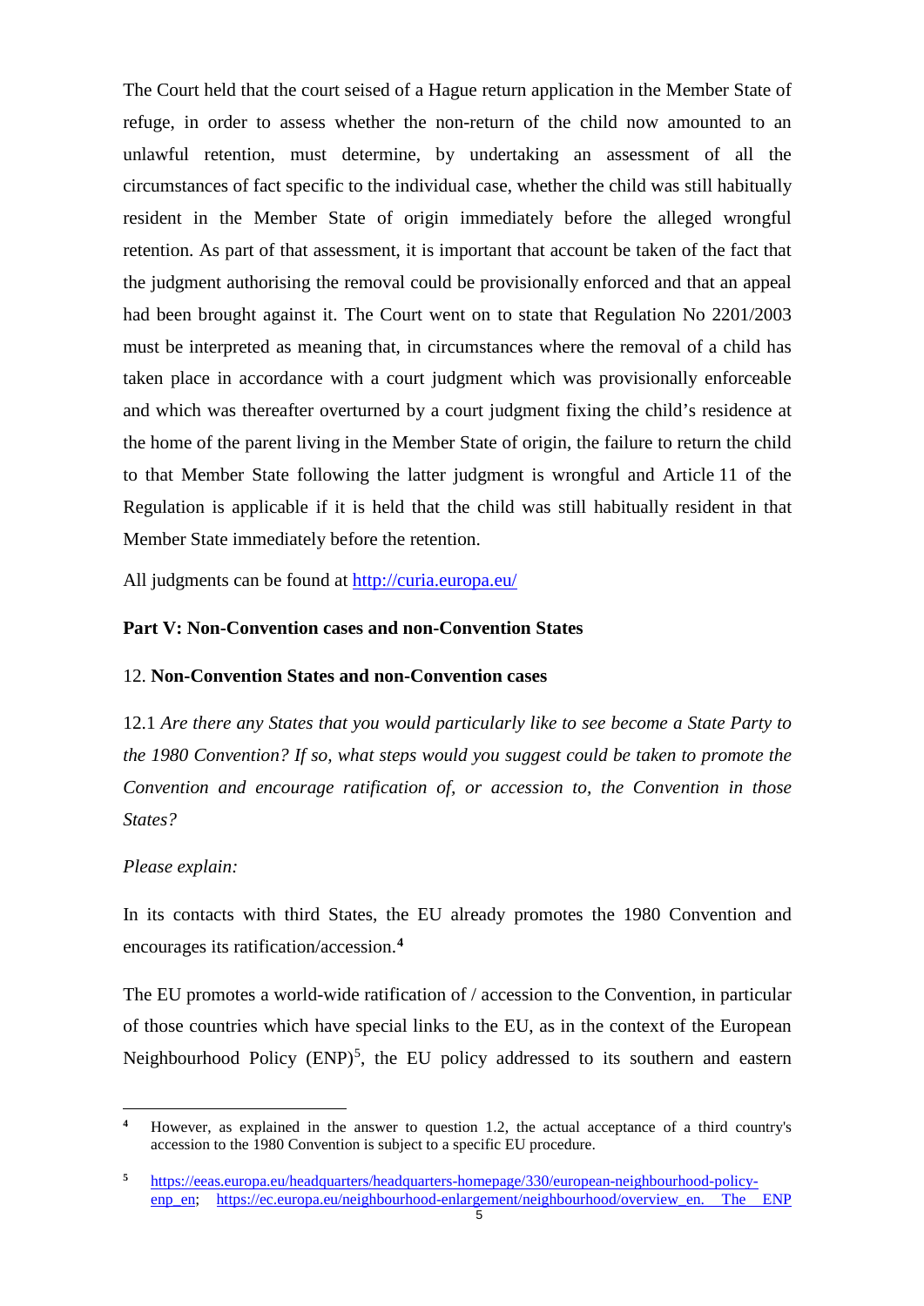The Court held that the court seised of a Hague return application in the Member State of refuge, in order to assess whether the non-return of the child now amounted to an unlawful retention, must determine, by undertaking an assessment of all the circumstances of fact specific to the individual case, whether the child was still habitually resident in the Member State of origin immediately before the alleged wrongful retention. As part of that assessment, it is important that account be taken of the fact that the judgment authorising the removal could be provisionally enforced and that an appeal had been brought against it. The Court went on to state that Regulation No 2201/2003 must be interpreted as meaning that, in circumstances where the removal of a child has taken place in accordance with a court judgment which was provisionally enforceable and which was thereafter overturned by a court judgment fixing the child's residence at the home of the parent living in the Member State of origin, the failure to return the child to that Member State following the latter judgment is wrongful and Article 11 of the Regulation is applicable if it is held that the child was still habitually resident in that Member State immediately before the retention.

All judgments can be found at http://curia.europa.eu/

## Part V: Non-Convention cases and non-Convention States

### 12. Non-Convention States and non-Convention cases

12.1 *Are there any States that you would particularly like to see become a State Party to the 1980 Convention? If so, what steps would you suggest could be taken to promote the Convention and encourage ratification of, or accession to, the Convention in those States?*

*Please explain:*

In its contacts with third States, the EU already promotes the 1980 Convention and encourages its ratification/accession.[4]

The EU promotes a world-wide ratification of / accession to the Convention, in particular of those countries which have special links to the EU, as in the context of the European Neighbourhood Policy (ENP)[5], the EU policy addressed to its southern and eastern

---

[4] However, as explained in the answer to question 1.2, the actual acceptance of a third country's accession to the 1980 Convention is subject to a specific EU procedure.

[5] https://eeas.europa.eu/headquarters/headquarters-homepage/330/european-neighbourhood-policy-enp_en; https://ec.europa.eu/neighbourhood-enlargement/neighbourhood/overview_en. The ENP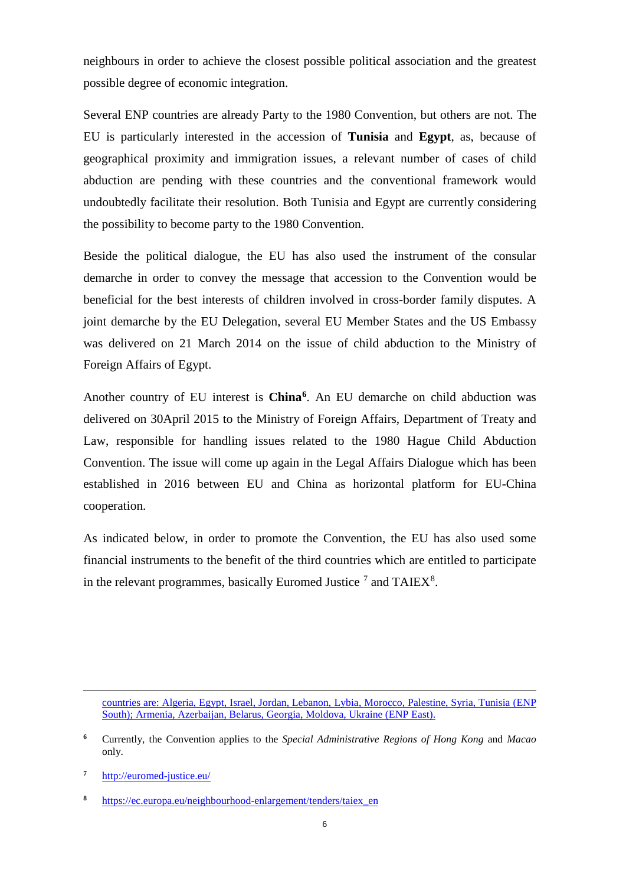neighbours in order to achieve the closest possible political association and the greatest possible degree of economic integration.

Several ENP countries are already Party to the 1980 Convention, but others are not. The EU is particularly interested in the accession of **Tunisia** and **Egypt**, as, because of geographical proximity and immigration issues, a relevant number of cases of child abduction are pending with these countries and the conventional framework would undoubtedly facilitate their resolution. Both Tunisia and Egypt are currently considering the possibility to become party to the 1980 Convention.

Beside the political dialogue, the EU has also used the instrument of the consular demarche in order to convey the message that accession to the Convention would be beneficial for the best interests of children involved in cross-border family disputes. A joint demarche by the EU Delegation, several EU Member States and the US Embassy was delivered on 21 March 2014 on the issue of child abduction to the Ministry of Foreign Affairs of Egypt.

Another country of EU interest is **China**[6]. An EU demarche on child abduction was delivered on 30April 2015 to the Ministry of Foreign Affairs, Department of Treaty and Law, responsible for handling issues related to the 1980 Hague Child Abduction Convention. The issue will come up again in the Legal Affairs Dialogue which has been established in 2016 between EU and China as horizontal platform for EU-China cooperation.

As indicated below, in order to promote the Convention, the EU has also used some financial instruments to the benefit of the third countries which are entitled to participate in the relevant programmes, basically Euromed Justice [7] and TAIEX[8].

---

countries are: Algeria, Egypt, Israel, Jordan, Lebanon, Lybia, Morocco, Palestine, Syria, Tunisia (ENP South); Armenia, Azerbaijan, Belarus, Georgia, Moldova, Ukraine (ENP East).

[6] Currently, the Convention applies to the *Special Administrative Regions of Hong Kong* and *Macao* only.

[7] http://euromed-justice.eu/

[8] https://ec.europa.eu/neighbourhood-enlargement/tenders/taiex_en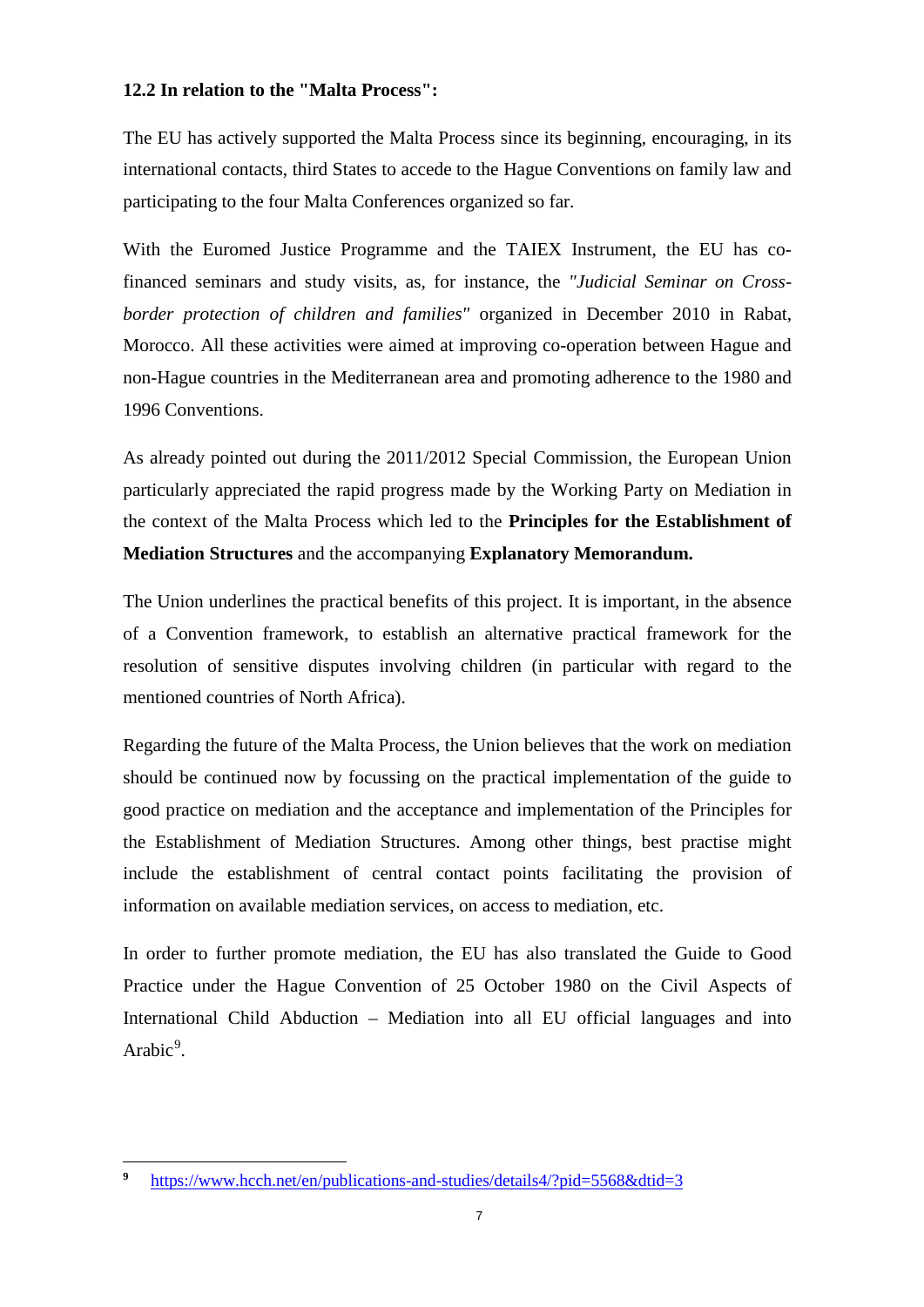**12.2 In relation to the "Malta Process":**

The EU has actively supported the Malta Process since its beginning, encouraging, in its international contacts, third States to accede to the Hague Conventions on family law and participating to the four Malta Conferences organized so far.

With the Euromed Justice Programme and the TAIEX Instrument, the EU has co-financed seminars and study visits, as, for instance, the *"Judicial Seminar on Cross-border protection of children and families"* organized in December 2010 in Rabat, Morocco. All these activities were aimed at improving co-operation between Hague and non-Hague countries in the Mediterranean area and promoting adherence to the 1980 and 1996 Conventions.

As already pointed out during the 2011/2012 Special Commission, the European Union particularly appreciated the rapid progress made by the Working Party on Mediation in the context of the Malta Process which led to the **Principles for the Establishment of Mediation Structures** and the accompanying **Explanatory Memorandum.**

The Union underlines the practical benefits of this project. It is important, in the absence of a Convention framework, to establish an alternative practical framework for the resolution of sensitive disputes involving children (in particular with regard to the mentioned countries of North Africa).

Regarding the future of the Malta Process, the Union believes that the work on mediation should be continued now by focussing on the practical implementation of the guide to good practice on mediation and the acceptance and implementation of the Principles for the Establishment of Mediation Structures. Among other things, best practise might include the establishment of central contact points facilitating the provision of information on available mediation services, on access to mediation, etc.

In order to further promote mediation, the EU has also translated the Guide to Good Practice under the Hague Convention of 25 October 1980 on the Civil Aspects of International Child Abduction – Mediation into all EU official languages and into Arabic[9].

---

[9] https://www.hcch.net/en/publications-and-studies/details4/?pid=5568&dtid=3